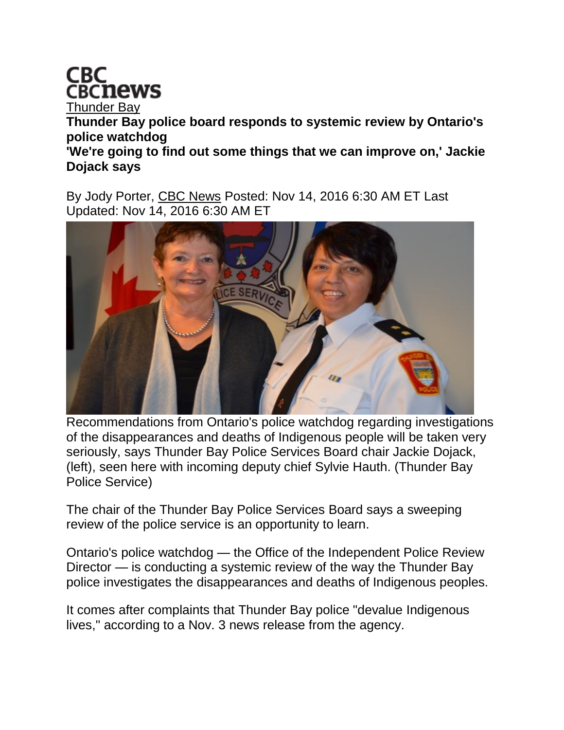CBC
CBCnews

Thunder Bay

**Thunder Bay police board responds to systemic review by Ontario's police watchdog**

**'We're going to find out some things that we can improve on,' Jackie Dojack says**

By Jody Porter, CBC News Posted: Nov 14, 2016 6:30 AM ET Last Updated: Nov 14, 2016 6:30 AM ET

Recommendations from Ontario's police watchdog regarding investigations of the disappearances and deaths of Indigenous people will be taken very seriously, says Thunder Bay Police Services Board chair Jackie Dojack, (left), seen here with incoming deputy chief Sylvie Hauth. (Thunder Bay Police Service)

The chair of the Thunder Bay Police Services Board says a sweeping review of the police service is an opportunity to learn.

Ontario's police watchdog — the Office of the Independent Police Review Director — is conducting a systemic review of the way the Thunder Bay police investigates the disappearances and deaths of Indigenous peoples.

It comes after complaints that Thunder Bay police "devalue Indigenous lives," according to a Nov. 3 news release from the agency.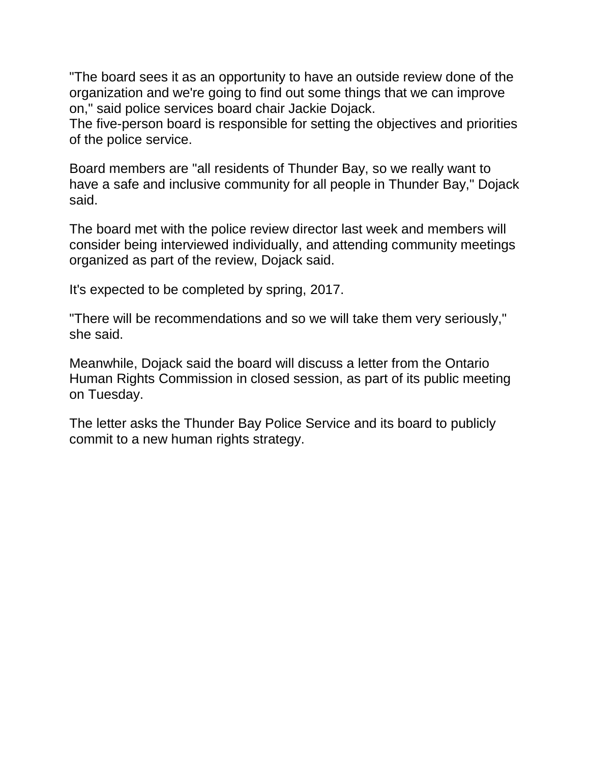"The board sees it as an opportunity to have an outside review done of the organization and we're going to find out some things that we can improve on," said police services board chair Jackie Dojack.
The five-person board is responsible for setting the objectives and priorities of the police service.

Board members are "all residents of Thunder Bay, so we really want to have a safe and inclusive community for all people in Thunder Bay," Dojack said.

The board met with the police review director last week and members will consider being interviewed individually, and attending community meetings organized as part of the review, Dojack said.

It's expected to be completed by spring, 2017.

"There will be recommendations and so we will take them very seriously," she said.

Meanwhile, Dojack said the board will discuss a letter from the Ontario Human Rights Commission in closed session, as part of its public meeting on Tuesday.

The letter asks the Thunder Bay Police Service and its board to publicly commit to a new human rights strategy.